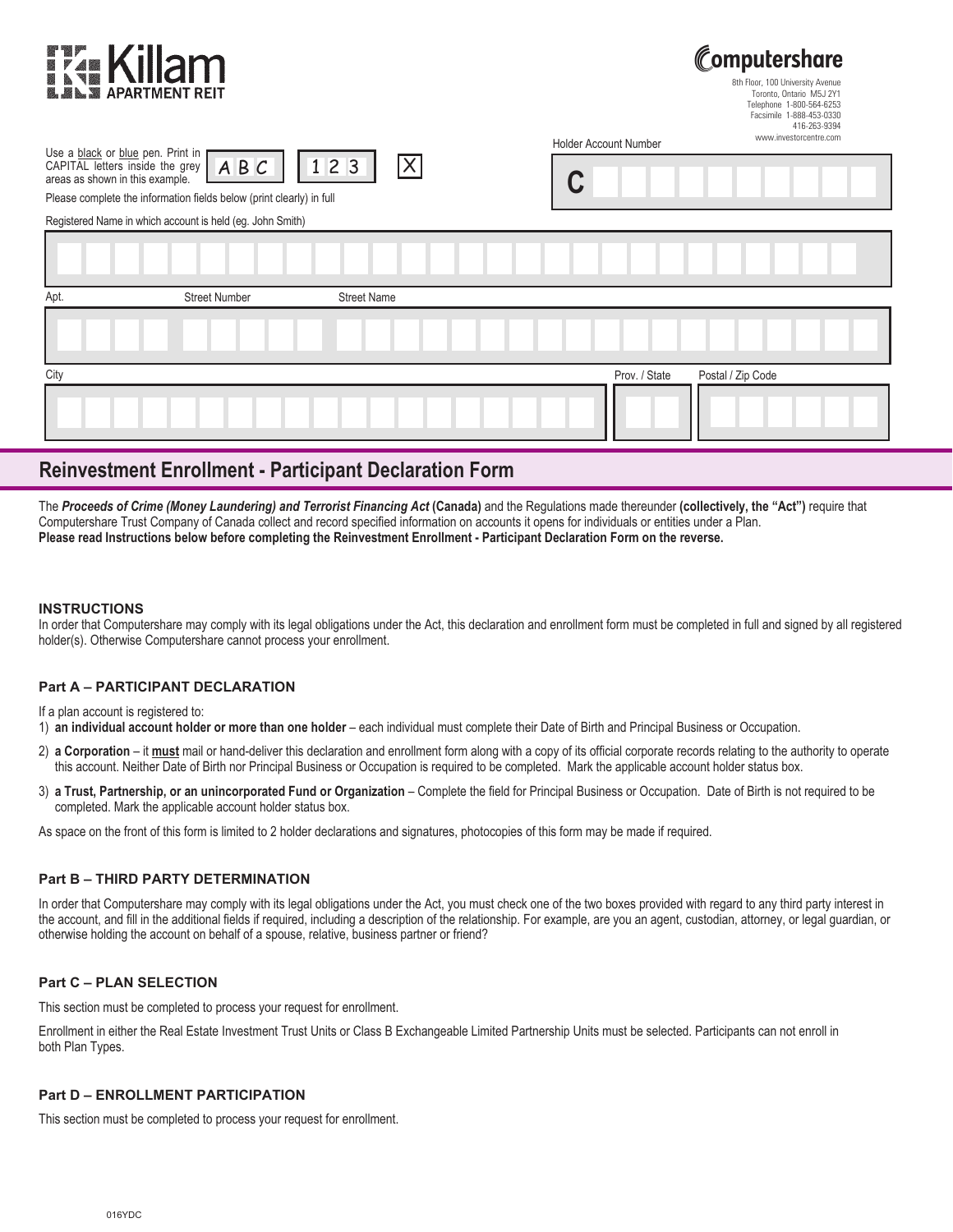Killam APARTMENT REIT

Computershare
8th Floor, 100 University Avenue
Toronto, Ontario M5J 2Y1
Telephone 1-800-564-6253
Facsimile 1-888-453-0330
416-263-9394
www.investorcentre.com

Use a black or blue pen. Print in CAPITAL letters inside the grey areas as shown in this example. A B C | 1 2 3 | X

Please complete the information fields below (print clearly) in full

Holder Account Number

C

Registered Name in which account is held (eg. John Smith)

Apt. | Street Number | Street Name

City | Prov. / State | Postal / Zip Code

## Reinvestment Enrollment - Participant Declaration Form

The ***Proceeds of Crime (Money Laundering) and Terrorist Financing Act*** **(Canada)** and the Regulations made thereunder **(collectively, the "Act")** require that Computershare Trust Company of Canada collect and record specified information on accounts it opens for individuals or entities under a Plan.
**Please read Instructions below before completing the Reinvestment Enrollment - Participant Declaration Form on the reverse.**

### INSTRUCTIONS

In order that Computershare may comply with its legal obligations under the Act, this declaration and enrollment form must be completed in full and signed by all registered holder(s). Otherwise Computershare cannot process your enrollment.

### Part A – PARTICIPANT DECLARATION

If a plan account is registered to:

1) **an individual account holder or more than one holder** – each individual must complete their Date of Birth and Principal Business or Occupation.
2) **a Corporation** – it **must** mail or hand-deliver this declaration and enrollment form along with a copy of its official corporate records relating to the authority to operate this account. Neither Date of Birth nor Principal Business or Occupation is required to be completed. Mark the applicable account holder status box.
3) **a Trust, Partnership, or an unincorporated Fund or Organization** – Complete the field for Principal Business or Occupation. Date of Birth is not required to be completed. Mark the applicable account holder status box.

As space on the front of this form is limited to 2 holder declarations and signatures, photocopies of this form may be made if required.

### Part B – THIRD PARTY DETERMINATION

In order that Computershare may comply with its legal obligations under the Act, you must check one of the two boxes provided with regard to any third party interest in the account, and fill in the additional fields if required, including a description of the relationship. For example, are you an agent, custodian, attorney, or legal guardian, or otherwise holding the account on behalf of a spouse, relative, business partner or friend?

### Part C – PLAN SELECTION

This section must be completed to process your request for enrollment.

Enrollment in either the Real Estate Investment Trust Units or Class B Exchangeable Limited Partnership Units must be selected. Participants can not enroll in both Plan Types.

### Part D – ENROLLMENT PARTICIPATION

This section must be completed to process your request for enrollment.

016YDC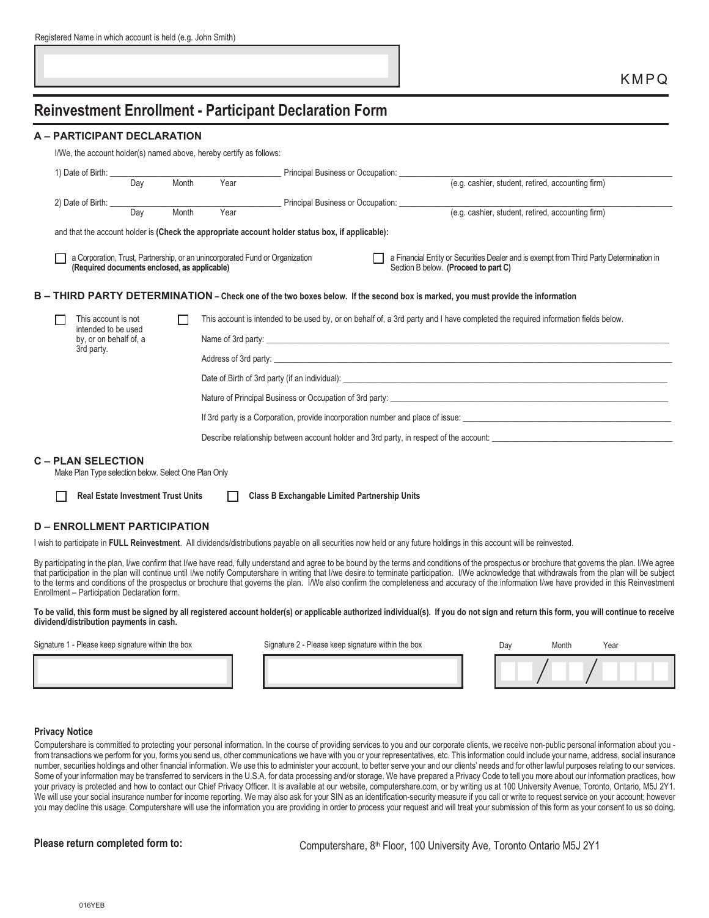Registered Name in which account is held (e.g. John Smith)

KMPQ

# Reinvestment Enrollment - Participant Declaration Form

## A – PARTICIPANT DECLARATION

I/We, the account holder(s) named above, hereby certify as follows:

1) Date of Birth: ______ Day ______ Month ______ Year ______ Principal Business or Occupation: ______________________ (e.g. cashier, student, retired, accounting firm)

2) Date of Birth: ______ Day ______ Month ______ Year ______ Principal Business or Occupation: ______________________ (e.g. cashier, student, retired, accounting firm)

and that the account holder is **(Check the appropriate account holder status box, if applicable):**

☐ a Corporation, Trust, Partnership, or an unincorporated Fund or Organization **(Required documents enclosed, as applicable)**

☐ a Financial Entity or Securities Dealer and is exempt from Third Party Determination in Section B below. **(Proceed to part C)**

## B – THIRD PARTY DETERMINATION – Check one of the two boxes below. If the second box is marked, you must provide the information

☐ This account is not intended to be used by, or on behalf of, a 3rd party.

☐ This account is intended to be used by, or on behalf of, a 3rd party and I have completed the required information fields below.

Name of 3rd party: ______________________

Address of 3rd party: ______________________

Date of Birth of 3rd party (if an individual): ______________________

Nature of Principal Business or Occupation of 3rd party: ______________________

If 3rd party is a Corporation, provide incorporation number and place of issue: ______________________

Describe relationship between account holder and 3rd party, in respect of the account: ______________________

## C – PLAN SELECTION

Make Plan Type selection below. Select One Plan Only

☐ **Real Estate Investment Trust Units** ☐ **Class B Exchangable Limited Partnership Units**

## D – ENROLLMENT PARTICIPATION

I wish to participate in **FULL Reinvestment**. All dividends/distributions payable on all securities now held or any future holdings in this account will be reinvested.

By participating in the plan, I/we confirm that I/we have read, fully understand and agree to be bound by the terms and conditions of the prospectus or brochure that governs the plan. I/We agree that participation in the plan will continue until I/we notify Computershare in writing that I/we desire to terminate participation. I/We acknowledge that withdrawals from the plan will be subject to the terms and conditions of the prospectus or brochure that governs the plan. I/We also confirm the completeness and accuracy of the information I/we have provided in this Reinvestment Enrollment – Participation Declaration form.

**To be valid, this form must be signed by all registered account holder(s) or applicable authorized individual(s). If you do not sign and return this form, you will continue to receive dividend/distribution payments in cash.**

Signature 1 - Please keep signature within the box

Signature 2 - Please keep signature within the box

Day / Month / Year

### Privacy Notice

Computershare is committed to protecting your personal information. In the course of providing services to you and our corporate clients, we receive non-public personal information about you - from transactions we perform for you, forms you send us, other communications we have with you or your representatives, etc. This information could include your name, address, social insurance number, securities holdings and other financial information. We use this to administer your account, to better serve your and our clients' needs and for other lawful purposes relating to our services. Some of your information may be transferred to servicers in the U.S.A. for data processing and/or storage. We have prepared a Privacy Code to tell you more about our information practices, how your privacy is protected and how to contact our Chief Privacy Officer. It is available at our website, computershare.com, or by writing us at 100 University Avenue, Toronto, Ontario, M5J 2Y1. We will use your social insurance number for income reporting. We may also ask for your SIN as an identification-security measure if you call or write to request service on your account; however you may decline this usage. Computershare will use the information you are providing in order to process your request and will treat your submission of this form as your consent to us so doing.

**Please return completed form to:** Computershare, 8th Floor, 100 University Ave, Toronto Ontario M5J 2Y1

016YEB